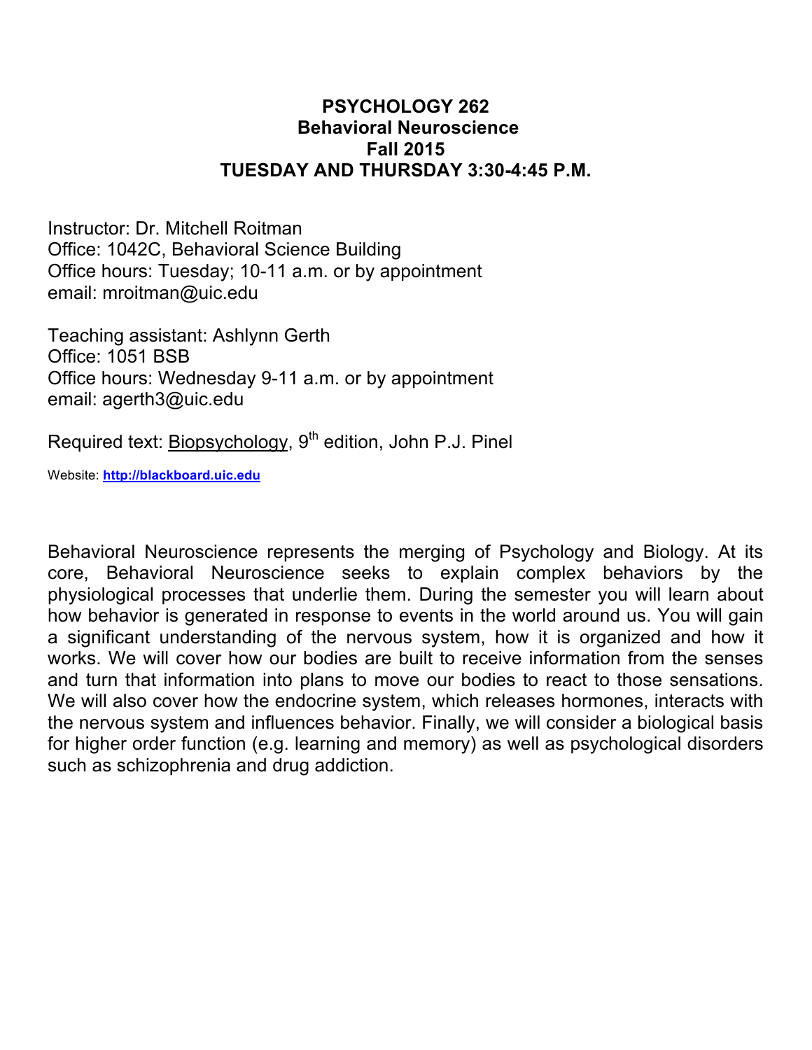# PSYCHOLOGY 262
## Behavioral Neuroscience
## Fall 2015
## TUESDAY AND THURSDAY 3:30-4:45 P.M.

Instructor: Dr. Mitchell Roitman
Office: 1042C, Behavioral Science Building
Office hours: Tuesday; 10-11 a.m. or by appointment
email: mroitman@uic.edu

Teaching assistant: Ashlynn Gerth
Office: 1051 BSB
Office hours: Wednesday 9-11 a.m. or by appointment
email: agerth3@uic.edu

Required text: Biopsychology, 9th edition, John P.J. Pinel

Website: **http://blackboard.uic.edu**

Behavioral Neuroscience represents the merging of Psychology and Biology. At its core, Behavioral Neuroscience seeks to explain complex behaviors by the physiological processes that underlie them. During the semester you will learn about how behavior is generated in response to events in the world around us. You will gain a significant understanding of the nervous system, how it is organized and how it works. We will cover how our bodies are built to receive information from the senses and turn that information into plans to move our bodies to react to those sensations. We will also cover how the endocrine system, which releases hormones, interacts with the nervous system and influences behavior. Finally, we will consider a biological basis for higher order function (e.g. learning and memory) as well as psychological disorders such as schizophrenia and drug addiction.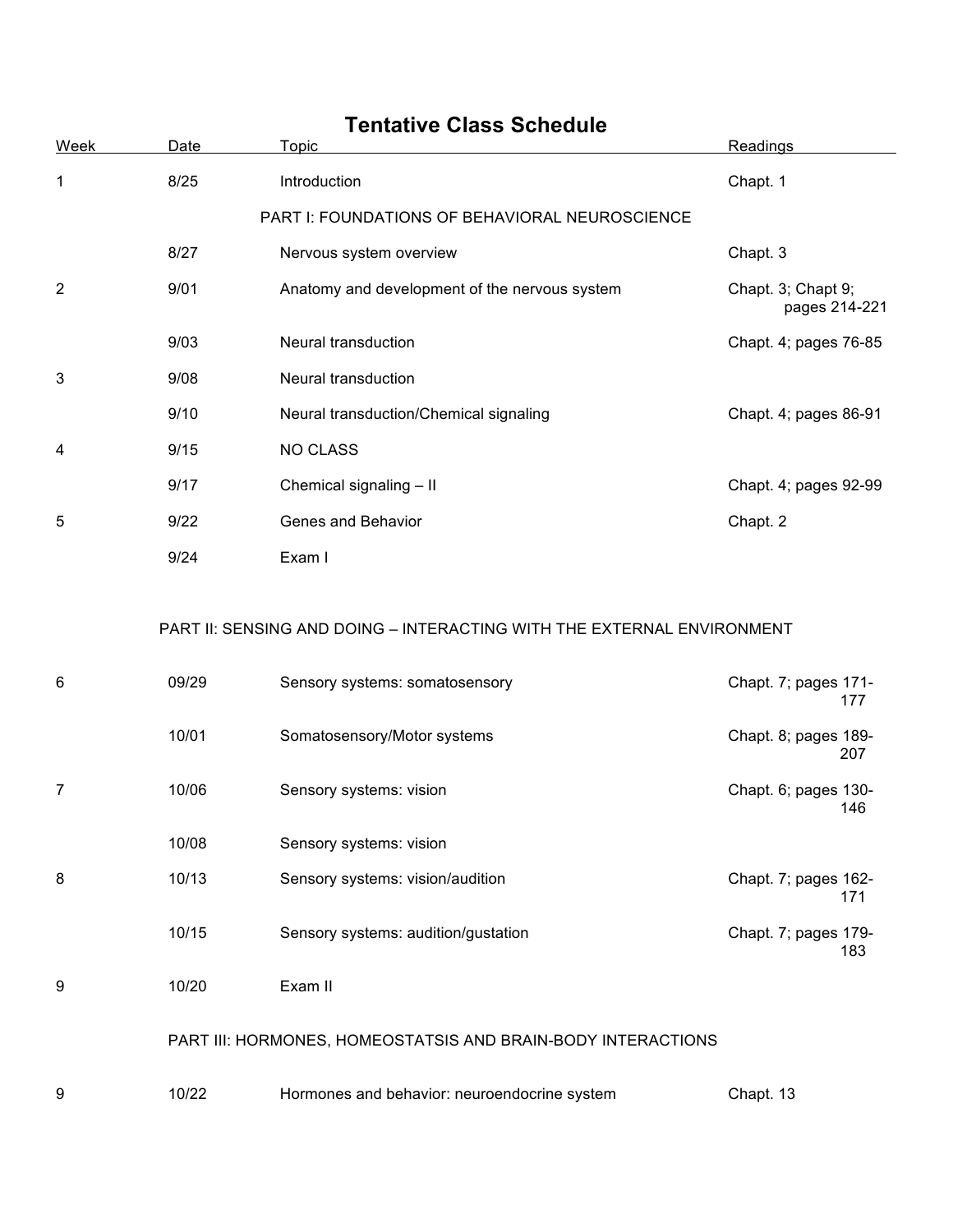## Tentative Class Schedule

| Week | Date | Topic | Readings |
|---|---|---|---|
| 1 | 8/25 | Introduction | Chapt. 1 |
| | | PART I: FOUNDATIONS OF BEHAVIORAL NEUROSCIENCE | |
| | 8/27 | Nervous system overview | Chapt. 3 |
| 2 | 9/01 | Anatomy and development of the nervous system | Chapt. 3; Chapt 9; pages 214-221 |
| | 9/03 | Neural transduction | Chapt. 4; pages 76-85 |
| 3 | 9/08 | Neural transduction | |
| | 9/10 | Neural transduction/Chemical signaling | Chapt. 4; pages 86-91 |
| 4 | 9/15 | NO CLASS | |
| | 9/17 | Chemical signaling – II | Chapt. 4; pages 92-99 |
| 5 | 9/22 | Genes and Behavior | Chapt. 2 |
| | 9/24 | Exam I | |
| | | PART II: SENSING AND DOING – INTERACTING WITH THE EXTERNAL ENVIRONMENT | |
| 6 | 09/29 | Sensory systems: somatosensory | Chapt. 7; pages 171-177 |
| | 10/01 | Somatosensory/Motor systems | Chapt. 8; pages 189-207 |
| 7 | 10/06 | Sensory systems: vision | Chapt. 6; pages 130-146 |
| | 10/08 | Sensory systems: vision | |
| 8 | 10/13 | Sensory systems: vision/audition | Chapt. 7; pages 162-171 |
| | 10/15 | Sensory systems: audition/gustation | Chapt. 7; pages 179-183 |
| 9 | 10/20 | Exam II | |
| | | PART III: HORMONES, HOMEOSTATSIS AND BRAIN-BODY INTERACTIONS | |
| 9 | 10/22 | Hormones and behavior: neuroendocrine system | Chapt. 13 |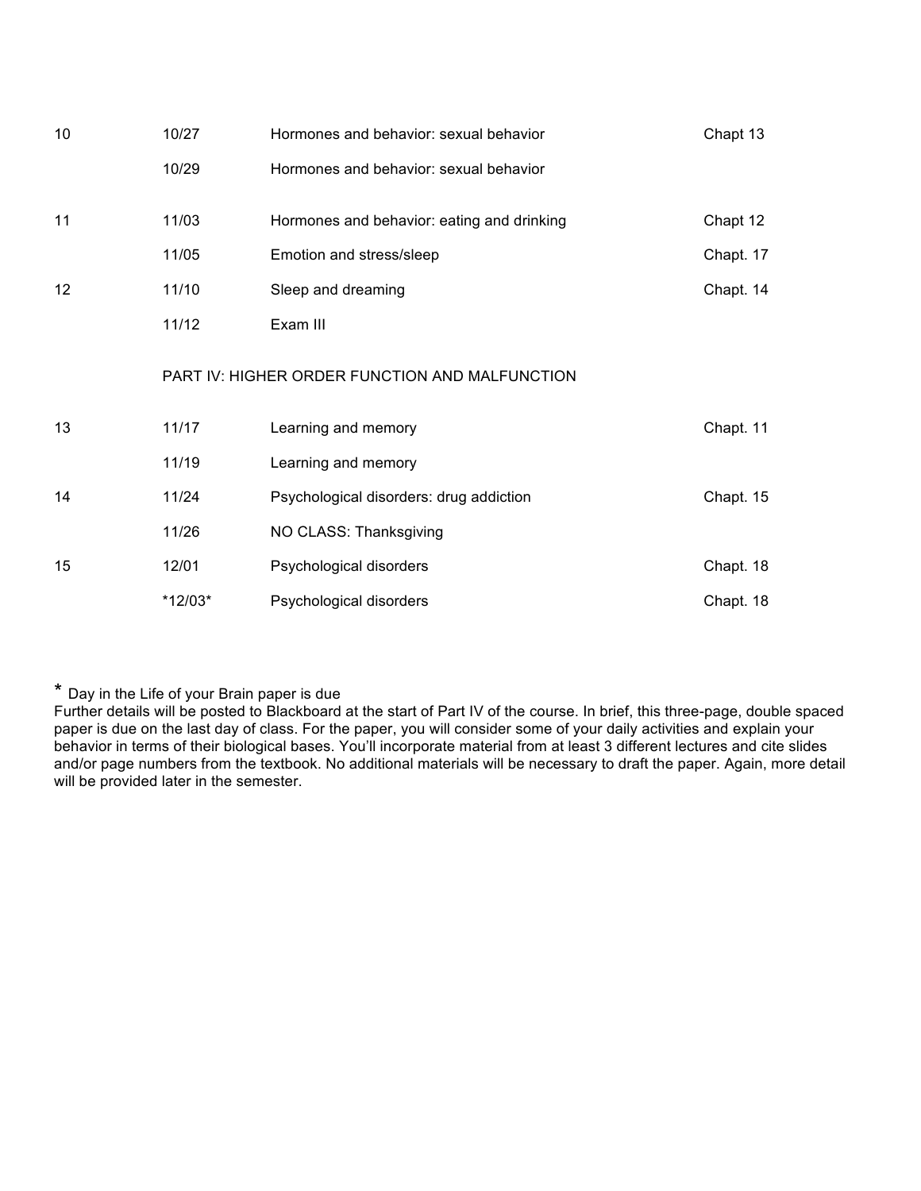| | | | |
|---|---|---|---|
| 10 | 10/27 | Hormones and behavior: sexual behavior | Chapt 13 |
| | 10/29 | Hormones and behavior: sexual behavior | |
| 11 | 11/03 | Hormones and behavior: eating and drinking | Chapt 12 |
| | 11/05 | Emotion and stress/sleep | Chapt. 17 |
| 12 | 11/10 | Sleep and dreaming | Chapt. 14 |
| | 11/12 | Exam III | |
| | PART IV: HIGHER ORDER FUNCTION AND MALFUNCTION | | |
| 13 | 11/17 | Learning and memory | Chapt. 11 |
| | 11/19 | Learning and memory | |
| 14 | 11/24 | Psychological disorders: drug addiction | Chapt. 15 |
| | 11/26 | NO CLASS: Thanksgiving | |
| 15 | 12/01 | Psychological disorders | Chapt. 18 |
| | *12/03* | Psychological disorders | Chapt. 18 |

\* Day in the Life of your Brain paper is due
Further details will be posted to Blackboard at the start of Part IV of the course. In brief, this three-page, double spaced paper is due on the last day of class. For the paper, you will consider some of your daily activities and explain your behavior in terms of their biological bases. You'll incorporate material from at least 3 different lectures and cite slides and/or page numbers from the textbook. No additional materials will be necessary to draft the paper. Again, more detail will be provided later in the semester.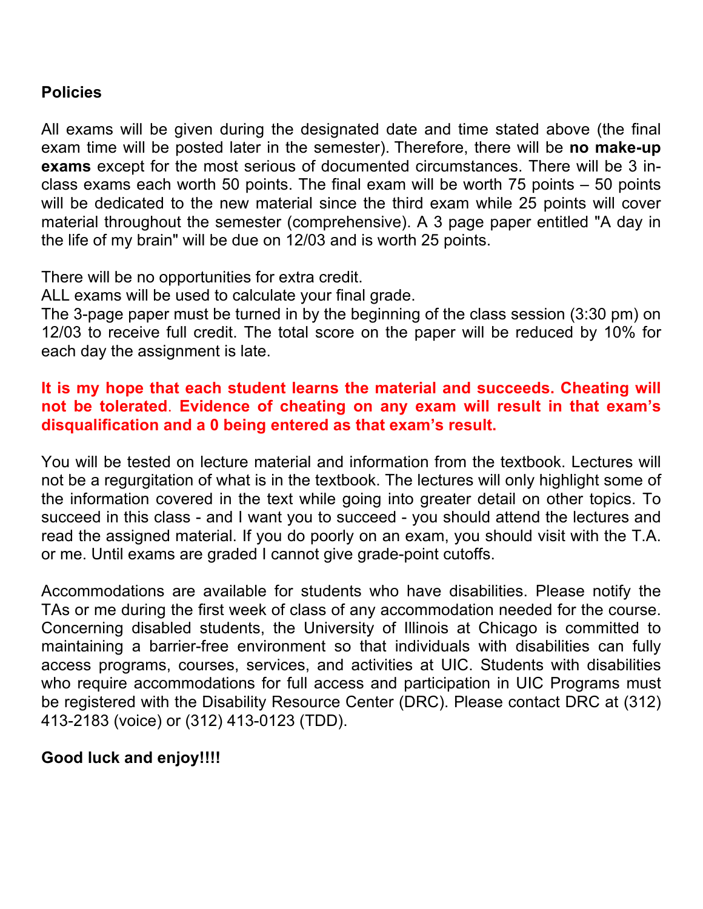**Policies**

All exams will be given during the designated date and time stated above (the final exam time will be posted later in the semester). Therefore, there will be **no make-up exams** except for the most serious of documented circumstances. There will be 3 in-class exams each worth 50 points. The final exam will be worth 75 points – 50 points will be dedicated to the new material since the third exam while 25 points will cover material throughout the semester (comprehensive). A 3 page paper entitled "A day in the life of my brain" will be due on 12/03 and is worth 25 points.

There will be no opportunities for extra credit.
ALL exams will be used to calculate your final grade.
The 3-page paper must be turned in by the beginning of the class session (3:30 pm) on 12/03 to receive full credit. The total score on the paper will be reduced by 10% for each day the assignment is late.

**It is my hope that each student learns the material and succeeds. Cheating will not be tolerated. Evidence of cheating on any exam will result in that exam's disqualification and a 0 being entered as that exam's result.**

You will be tested on lecture material and information from the textbook. Lectures will not be a regurgitation of what is in the textbook. The lectures will only highlight some of the information covered in the text while going into greater detail on other topics. To succeed in this class - and I want you to succeed - you should attend the lectures and read the assigned material. If you do poorly on an exam, you should visit with the T.A. or me. Until exams are graded I cannot give grade-point cutoffs.

Accommodations are available for students who have disabilities. Please notify the TAs or me during the first week of class of any accommodation needed for the course. Concerning disabled students, the University of Illinois at Chicago is committed to maintaining a barrier-free environment so that individuals with disabilities can fully access programs, courses, services, and activities at UIC. Students with disabilities who require accommodations for full access and participation in UIC Programs must be registered with the Disability Resource Center (DRC). Please contact DRC at (312) 413-2183 (voice) or (312) 413-0123 (TDD).

**Good luck and enjoy!!!!**